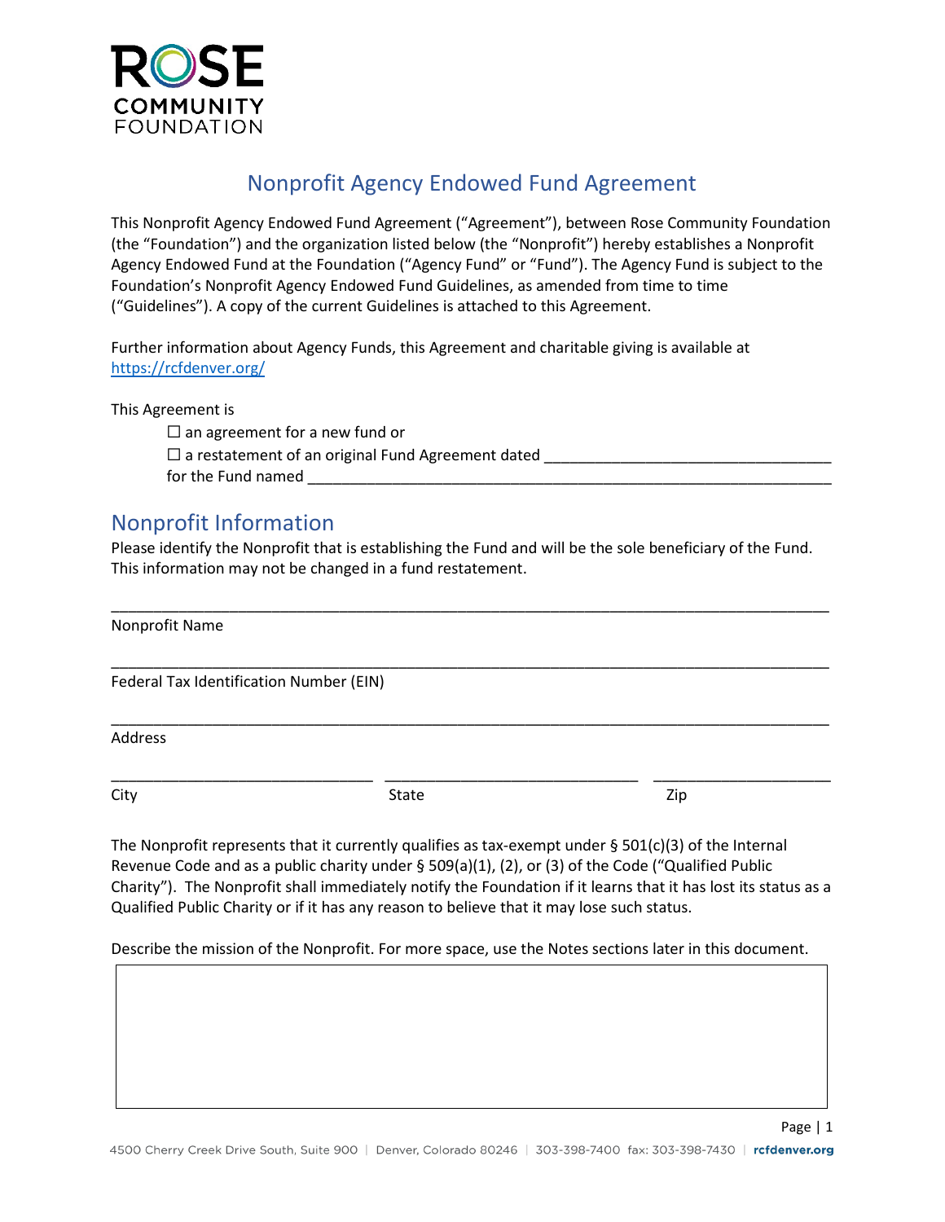ROSE COMMUNITY FOUNDATION

# Nonprofit Agency Endowed Fund Agreement

This Nonprofit Agency Endowed Fund Agreement ("Agreement"), between Rose Community Foundation (the "Foundation") and the organization listed below (the "Nonprofit") hereby establishes a Nonprofit Agency Endowed Fund at the Foundation ("Agency Fund" or "Fund"). The Agency Fund is subject to the Foundation's Nonprofit Agency Endowed Fund Guidelines, as amended from time to time ("Guidelines"). A copy of the current Guidelines is attached to this Agreement.

Further information about Agency Funds, this Agreement and charitable giving is available at https://rcfdenver.org/

This Agreement is

☐ an agreement for a new fund or
☐ a restatement of an original Fund Agreement dated ___________________________________
for the Fund named _________________________________________________________________

## Nonprofit Information

Please identify the Nonprofit that is establishing the Fund and will be the sole beneficiary of the Fund. This information may not be changed in a fund restatement.

_____________________________________________________________________________________
Nonprofit Name

_____________________________________________________________________________________
Federal Tax Identification Number (EIN)

_____________________________________________________________________________________
Address

________________________________ ________________________________ ______________________
City State Zip

The Nonprofit represents that it currently qualifies as tax-exempt under § 501(c)(3) of the Internal Revenue Code and as a public charity under § 509(a)(1), (2), or (3) of the Code ("Qualified Public Charity"). The Nonprofit shall immediately notify the Foundation if it learns that it has lost its status as a Qualified Public Charity or if it has any reason to believe that it may lose such status.

Describe the mission of the Nonprofit. For more space, use the Notes sections later in this document.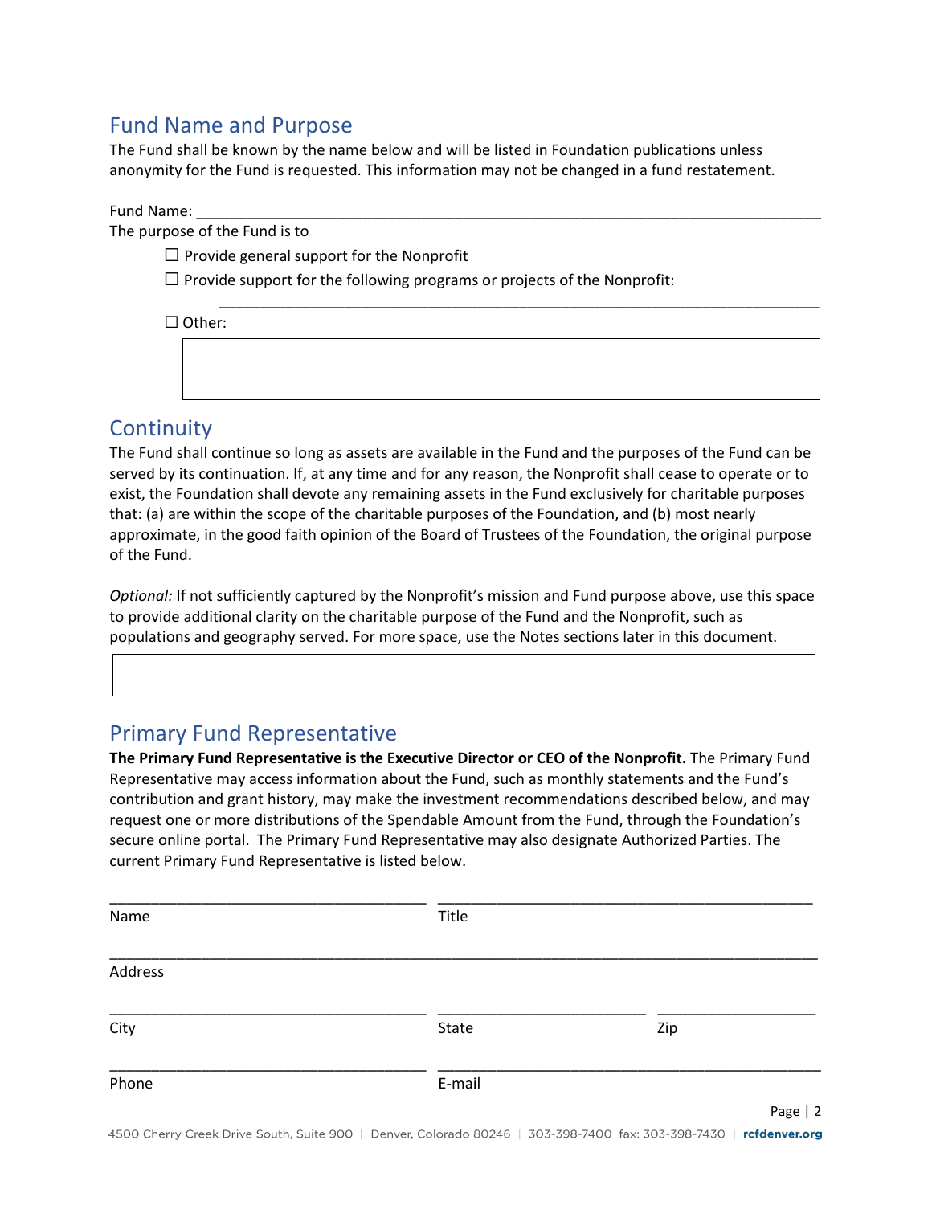## Fund Name and Purpose

The Fund shall be known by the name below and will be listed in Foundation publications unless anonymity for the Fund is requested. This information may not be changed in a fund restatement.

Fund Name: ______________________________________________________________________________

The purpose of the Fund is to

- ☐ Provide general support for the Nonprofit
- ☐ Provide support for the following programs or projects of the Nonprofit:

  ______________________________________________________________________________
- ☐ Other:

## Continuity

The Fund shall continue so long as assets are available in the Fund and the purposes of the Fund can be served by its continuation. If, at any time and for any reason, the Nonprofit shall cease to operate or to exist, the Foundation shall devote any remaining assets in the Fund exclusively for charitable purposes that: (a) are within the scope of the charitable purposes of the Foundation, and (b) most nearly approximate, in the good faith opinion of the Board of Trustees of the Foundation, the original purpose of the Fund.

*Optional:* If not sufficiently captured by the Nonprofit's mission and Fund purpose above, use this space to provide additional clarity on the charitable purpose of the Fund and the Nonprofit, such as populations and geography served. For more space, use the Notes sections later in this document.

## Primary Fund Representative

**The Primary Fund Representative is the Executive Director or CEO of the Nonprofit.** The Primary Fund Representative may access information about the Fund, such as monthly statements and the Fund's contribution and grant history, may make the investment recommendations described below, and may request one or more distributions of the Spendable Amount from the Fund, through the Foundation's secure online portal. The Primary Fund Representative may also designate Authorized Parties. The current Primary Fund Representative is listed below.

________________________________________ ________________________________________

Name | Title

______________________________________________________________________________

Address

________________________________________ ____________________ ____________________

City | State | Zip

________________________________________ ________________________________________

Phone | E-mail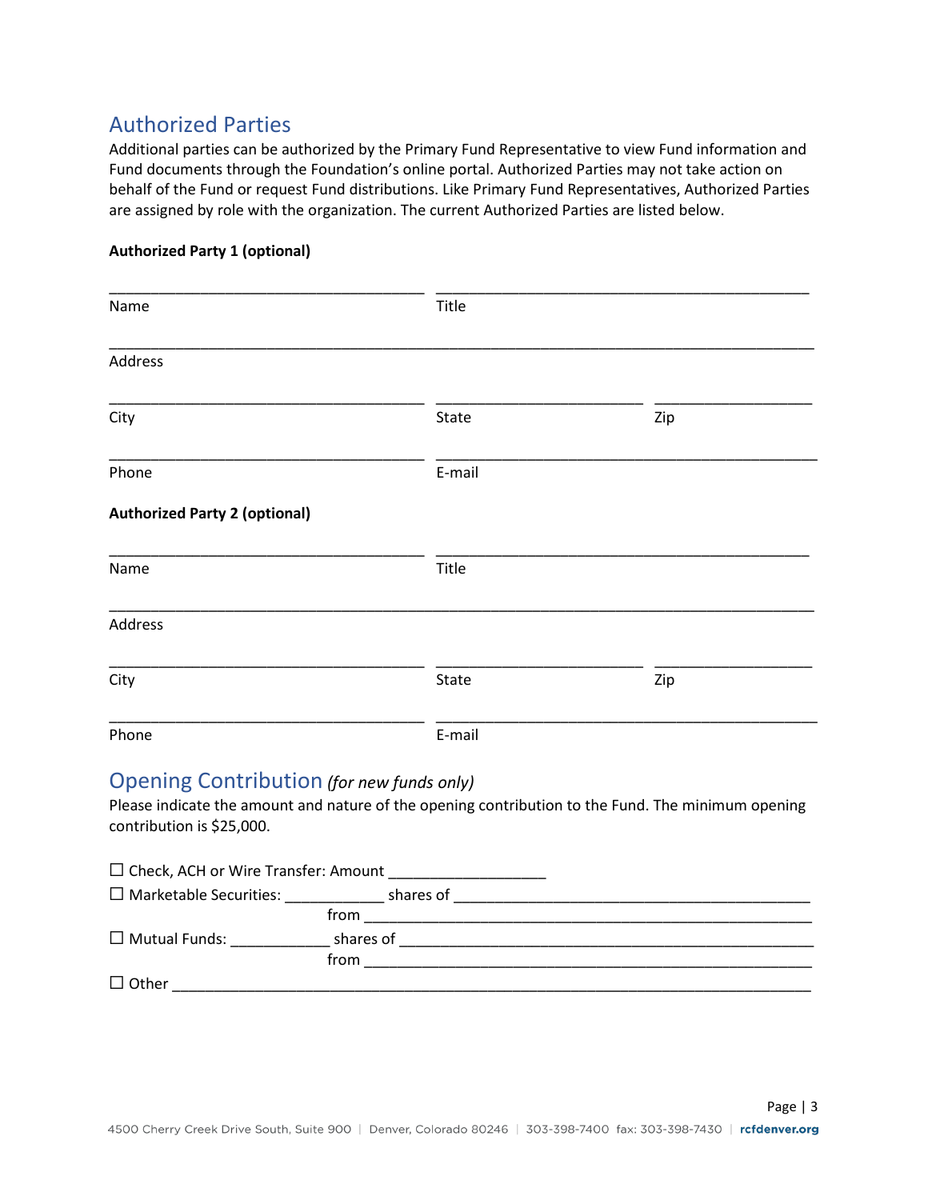## Authorized Parties

Additional parties can be authorized by the Primary Fund Representative to view Fund information and Fund documents through the Foundation's online portal. Authorized Parties may not take action on behalf of the Fund or request Fund distributions. Like Primary Fund Representatives, Authorized Parties are assigned by role with the organization. The current Authorized Parties are listed below.

**Authorized Party 1 (optional)**

_______________________________________ _______________________________________
Name Title

______________________________________________________________________________
Address

_______________________________________ _________________________ ___________________
City State Zip

_______________________________________ _______________________________________
Phone E-mail

**Authorized Party 2 (optional)**

_______________________________________ _______________________________________
Name Title

______________________________________________________________________________
Address

_______________________________________ _________________________ ___________________
City State Zip

_______________________________________ _______________________________________
Phone E-mail

## Opening Contribution *(for new funds only)*

Please indicate the amount and nature of the opening contribution to the Fund. The minimum opening contribution is $25,000.

☐ Check, ACH or Wire Transfer: Amount ___________________

☐ Marketable Securities: ____________ shares of ___________________________________________
from ___________________________________________________

☐ Mutual Funds: ____________ shares of ___________________________________________
from ___________________________________________________

☐ Other ______________________________________________________________________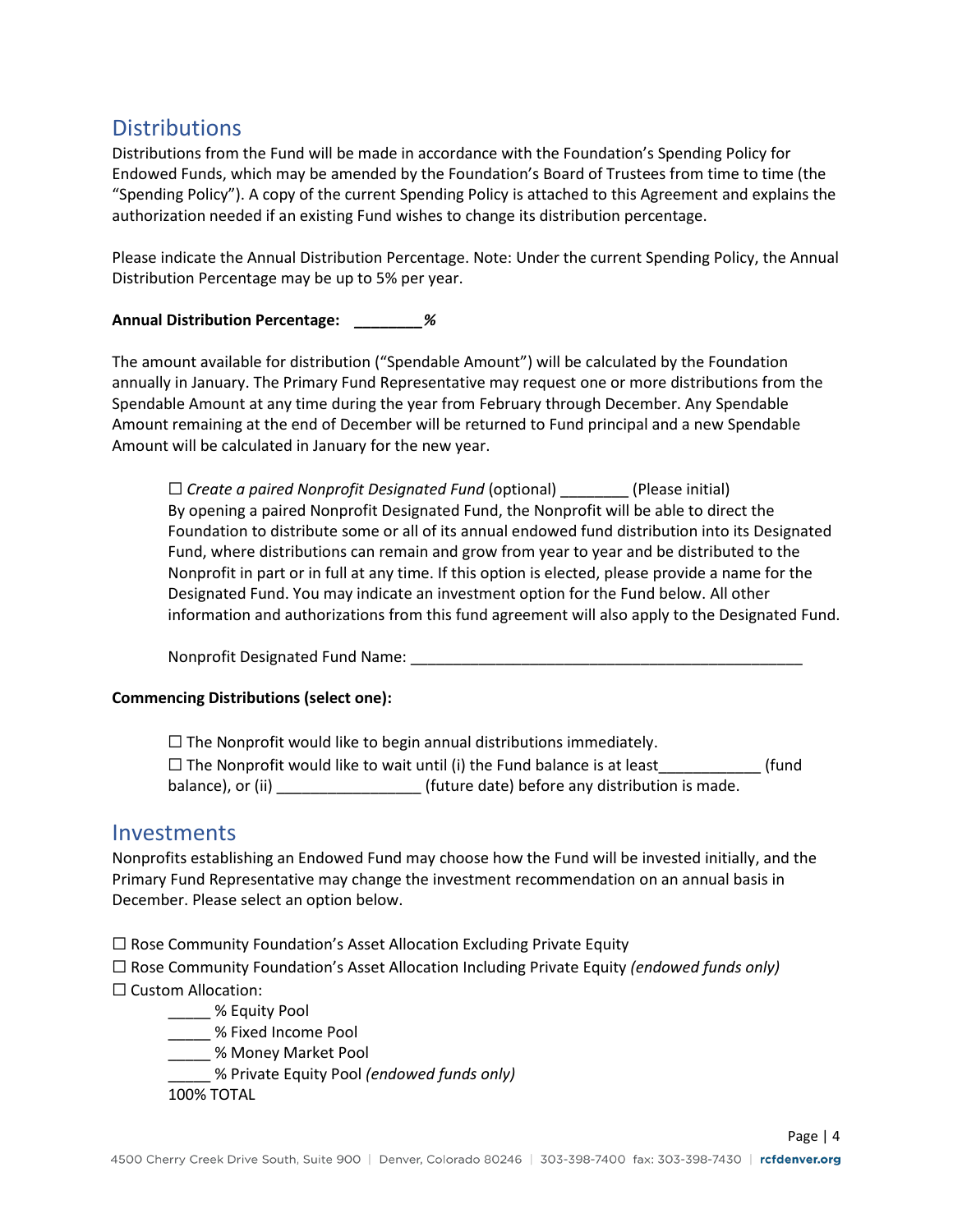## Distributions

Distributions from the Fund will be made in accordance with the Foundation's Spending Policy for Endowed Funds, which may be amended by the Foundation's Board of Trustees from time to time (the "Spending Policy"). A copy of the current Spending Policy is attached to this Agreement and explains the authorization needed if an existing Fund wishes to change its distribution percentage.

Please indicate the Annual Distribution Percentage. Note: Under the current Spending Policy, the Annual Distribution Percentage may be up to 5% per year.

**Annual Distribution Percentage: ________%**

The amount available for distribution ("Spendable Amount") will be calculated by the Foundation annually in January. The Primary Fund Representative may request one or more distributions from the Spendable Amount at any time during the year from February through December. Any Spendable Amount remaining at the end of December will be returned to Fund principal and a new Spendable Amount will be calculated in January for the new year.

> ☐ *Create a paired Nonprofit Designated Fund* (optional) ________ (Please initial)
> By opening a paired Nonprofit Designated Fund, the Nonprofit will be able to direct the Foundation to distribute some or all of its annual endowed fund distribution into its Designated Fund, where distributions can remain and grow from year to year and be distributed to the Nonprofit in part or in full at any time. If this option is elected, please provide a name for the Designated Fund. You may indicate an investment option for the Fund below. All other information and authorizations from this fund agreement will also apply to the Designated Fund.
>
> Nonprofit Designated Fund Name: ________________________________________________

**Commencing Distributions (select one):**

> ☐ The Nonprofit would like to begin annual distributions immediately.
> ☐ The Nonprofit would like to wait until (i) the Fund balance is at least____________ (fund balance), or (ii) _________________ (future date) before any distribution is made.

## Investments

Nonprofits establishing an Endowed Fund may choose how the Fund will be invested initially, and the Primary Fund Representative may change the investment recommendation on an annual basis in December. Please select an option below.

☐ Rose Community Foundation's Asset Allocation Excluding Private Equity
☐ Rose Community Foundation's Asset Allocation Including Private Equity *(endowed funds only)*
☐ Custom Allocation:

> _____ % Equity Pool
> _____ % Fixed Income Pool
> _____ % Money Market Pool
> _____ % Private Equity Pool *(endowed funds only)*
> 100% TOTAL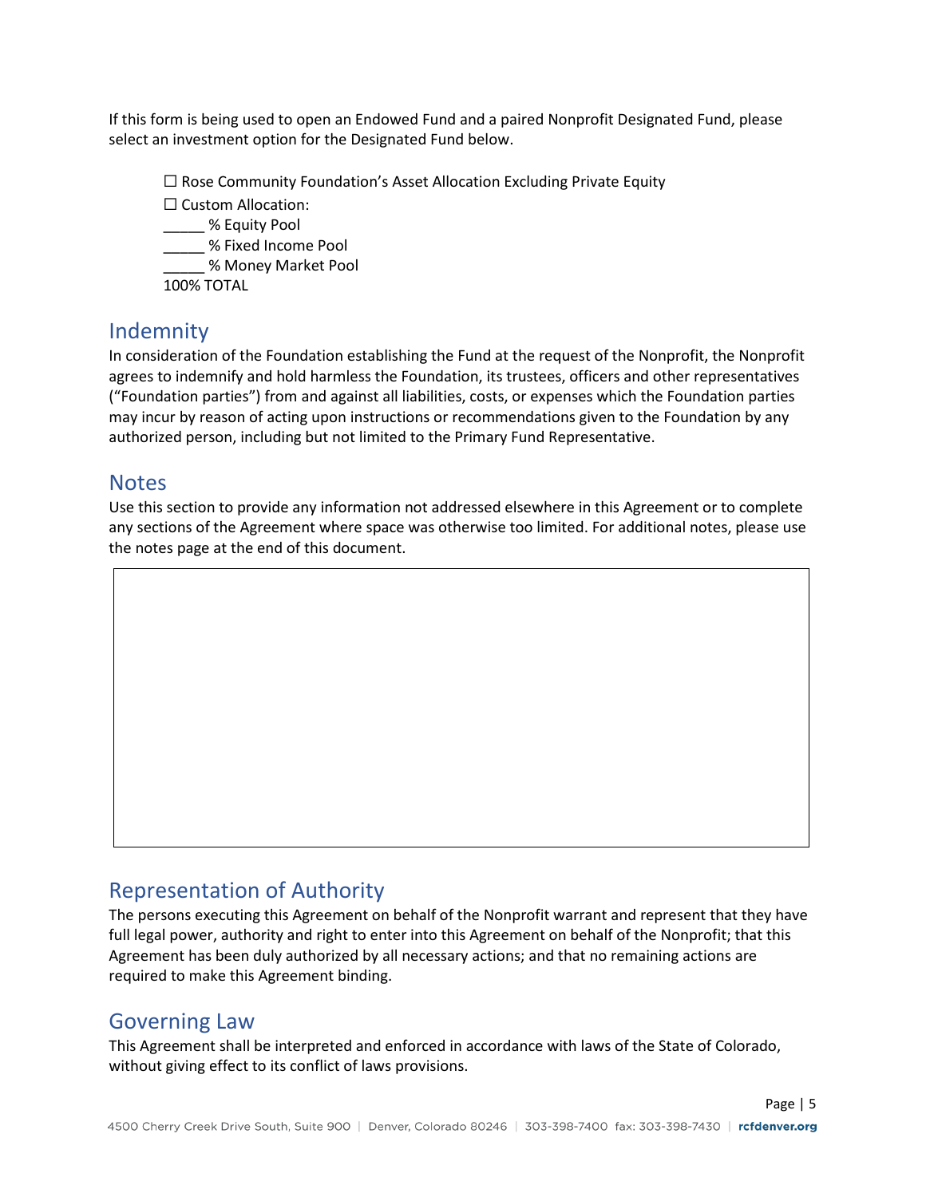If this form is being used to open an Endowed Fund and a paired Nonprofit Designated Fund, please select an investment option for the Designated Fund below.

☐ Rose Community Foundation's Asset Allocation Excluding Private Equity
☐ Custom Allocation:
_____ % Equity Pool
_____ % Fixed Income Pool
_____ % Money Market Pool
100% TOTAL

## Indemnity

In consideration of the Foundation establishing the Fund at the request of the Nonprofit, the Nonprofit agrees to indemnify and hold harmless the Foundation, its trustees, officers and other representatives ("Foundation parties") from and against all liabilities, costs, or expenses which the Foundation parties may incur by reason of acting upon instructions or recommendations given to the Foundation by any authorized person, including but not limited to the Primary Fund Representative.

## Notes

Use this section to provide any information not addressed elsewhere in this Agreement or to complete any sections of the Agreement where space was otherwise too limited. For additional notes, please use the notes page at the end of this document.

## Representation of Authority

The persons executing this Agreement on behalf of the Nonprofit warrant and represent that they have full legal power, authority and right to enter into this Agreement on behalf of the Nonprofit; that this Agreement has been duly authorized by all necessary actions; and that no remaining actions are required to make this Agreement binding.

## Governing Law

This Agreement shall be interpreted and enforced in accordance with laws of the State of Colorado, without giving effect to its conflict of laws provisions.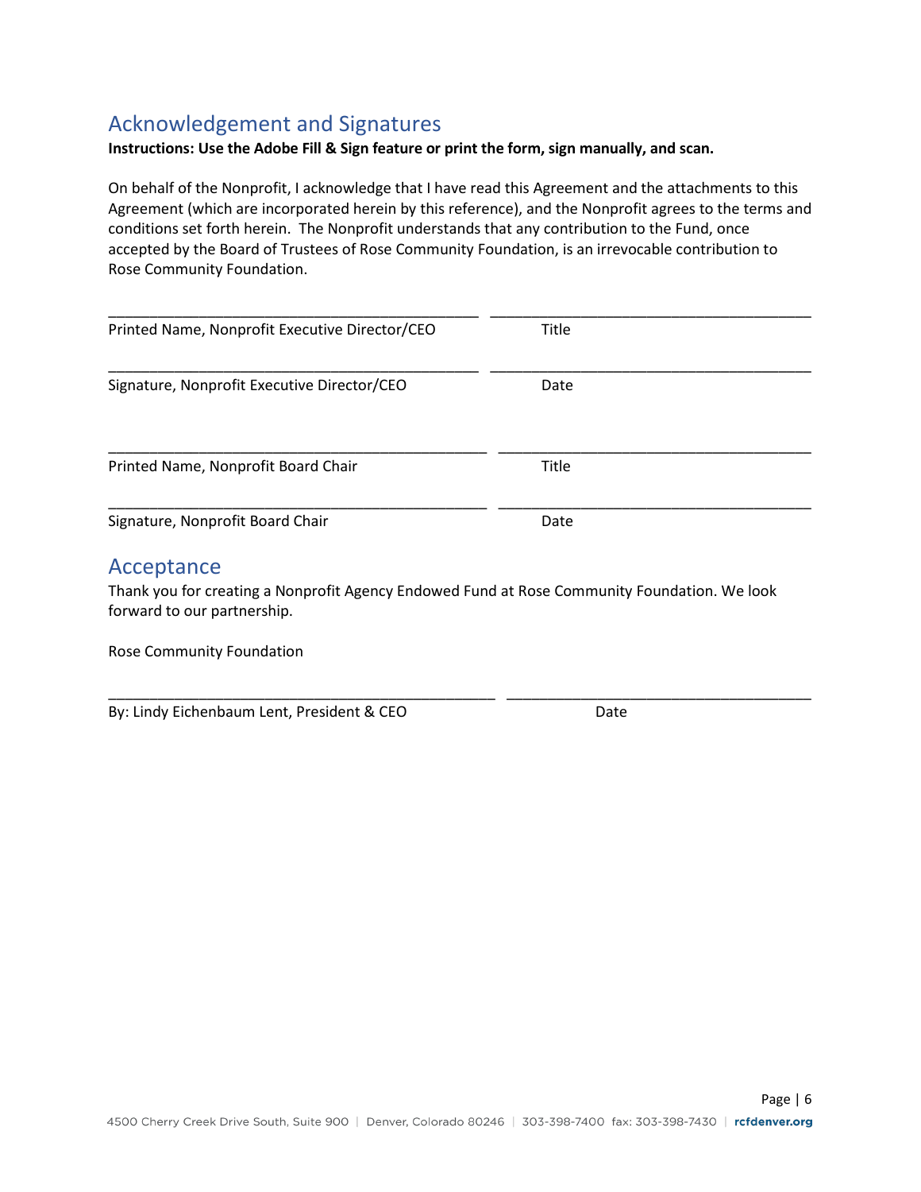## Acknowledgement and Signatures

**Instructions: Use the Adobe Fill & Sign feature or print the form, sign manually, and scan.**

On behalf of the Nonprofit, I acknowledge that I have read this Agreement and the attachments to this Agreement (which are incorporated herein by this reference), and the Nonprofit agrees to the terms and conditions set forth herein. The Nonprofit understands that any contribution to the Fund, once accepted by the Board of Trustees of Rose Community Foundation, is an irrevocable contribution to Rose Community Foundation.

_____________________________________________ _______________________________________

Printed Name, Nonprofit Executive Director/CEO Title

_____________________________________________ _______________________________________

Signature, Nonprofit Executive Director/CEO Date

_____________________________________________ _______________________________________

Printed Name, Nonprofit Board Chair Title

_____________________________________________ _______________________________________

Signature, Nonprofit Board Chair Date

## Acceptance

Thank you for creating a Nonprofit Agency Endowed Fund at Rose Community Foundation. We look forward to our partnership.

Rose Community Foundation

_____________________________________________ _______________________________________

By: Lindy Eichenbaum Lent, President & CEO Date

4500 Cherry Creek Drive South, Suite 900 | Denver, Colorado 80246 | 303-398-7400 fax: 303-398-7430 | rcfdenver.org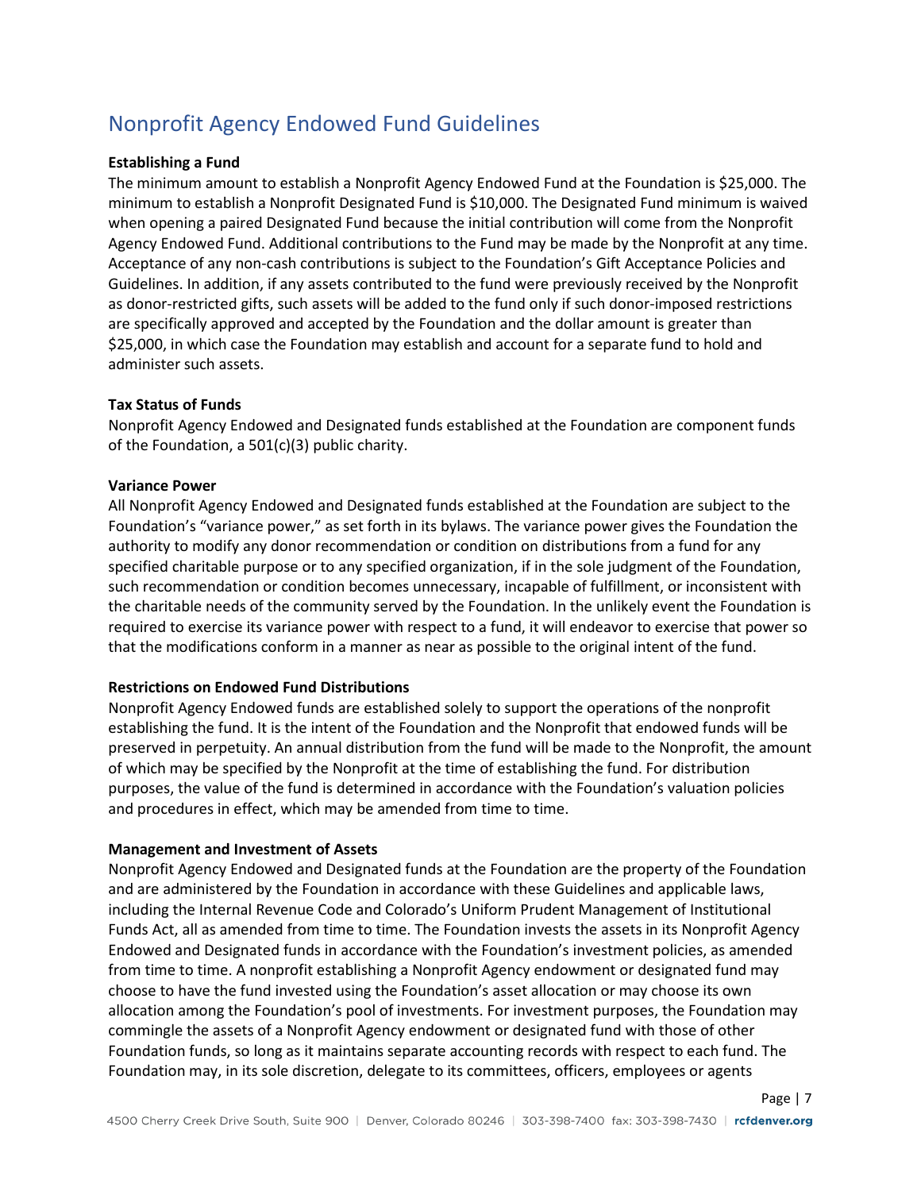## Nonprofit Agency Endowed Fund Guidelines

**Establishing a Fund**

The minimum amount to establish a Nonprofit Agency Endowed Fund at the Foundation is $25,000. The minimum to establish a Nonprofit Designated Fund is $10,000. The Designated Fund minimum is waived when opening a paired Designated Fund because the initial contribution will come from the Nonprofit Agency Endowed Fund. Additional contributions to the Fund may be made by the Nonprofit at any time. Acceptance of any non-cash contributions is subject to the Foundation's Gift Acceptance Policies and Guidelines. In addition, if any assets contributed to the fund were previously received by the Nonprofit as donor-restricted gifts, such assets will be added to the fund only if such donor-imposed restrictions are specifically approved and accepted by the Foundation and the dollar amount is greater than $25,000, in which case the Foundation may establish and account for a separate fund to hold and administer such assets.

**Tax Status of Funds**

Nonprofit Agency Endowed and Designated funds established at the Foundation are component funds of the Foundation, a 501(c)(3) public charity.

**Variance Power**

All Nonprofit Agency Endowed and Designated funds established at the Foundation are subject to the Foundation's "variance power," as set forth in its bylaws. The variance power gives the Foundation the authority to modify any donor recommendation or condition on distributions from a fund for any specified charitable purpose or to any specified organization, if in the sole judgment of the Foundation, such recommendation or condition becomes unnecessary, incapable of fulfillment, or inconsistent with the charitable needs of the community served by the Foundation. In the unlikely event the Foundation is required to exercise its variance power with respect to a fund, it will endeavor to exercise that power so that the modifications conform in a manner as near as possible to the original intent of the fund.

**Restrictions on Endowed Fund Distributions**

Nonprofit Agency Endowed funds are established solely to support the operations of the nonprofit establishing the fund. It is the intent of the Foundation and the Nonprofit that endowed funds will be preserved in perpetuity. An annual distribution from the fund will be made to the Nonprofit, the amount of which may be specified by the Nonprofit at the time of establishing the fund. For distribution purposes, the value of the fund is determined in accordance with the Foundation's valuation policies and procedures in effect, which may be amended from time to time.

**Management and Investment of Assets**

Nonprofit Agency Endowed and Designated funds at the Foundation are the property of the Foundation and are administered by the Foundation in accordance with these Guidelines and applicable laws, including the Internal Revenue Code and Colorado's Uniform Prudent Management of Institutional Funds Act, all as amended from time to time. The Foundation invests the assets in its Nonprofit Agency Endowed and Designated funds in accordance with the Foundation's investment policies, as amended from time to time. A nonprofit establishing a Nonprofit Agency endowment or designated fund may choose to have the fund invested using the Foundation's asset allocation or may choose its own allocation among the Foundation's pool of investments. For investment purposes, the Foundation may commingle the assets of a Nonprofit Agency endowment or designated fund with those of other Foundation funds, so long as it maintains separate accounting records with respect to each fund. The Foundation may, in its sole discretion, delegate to its committees, officers, employees or agents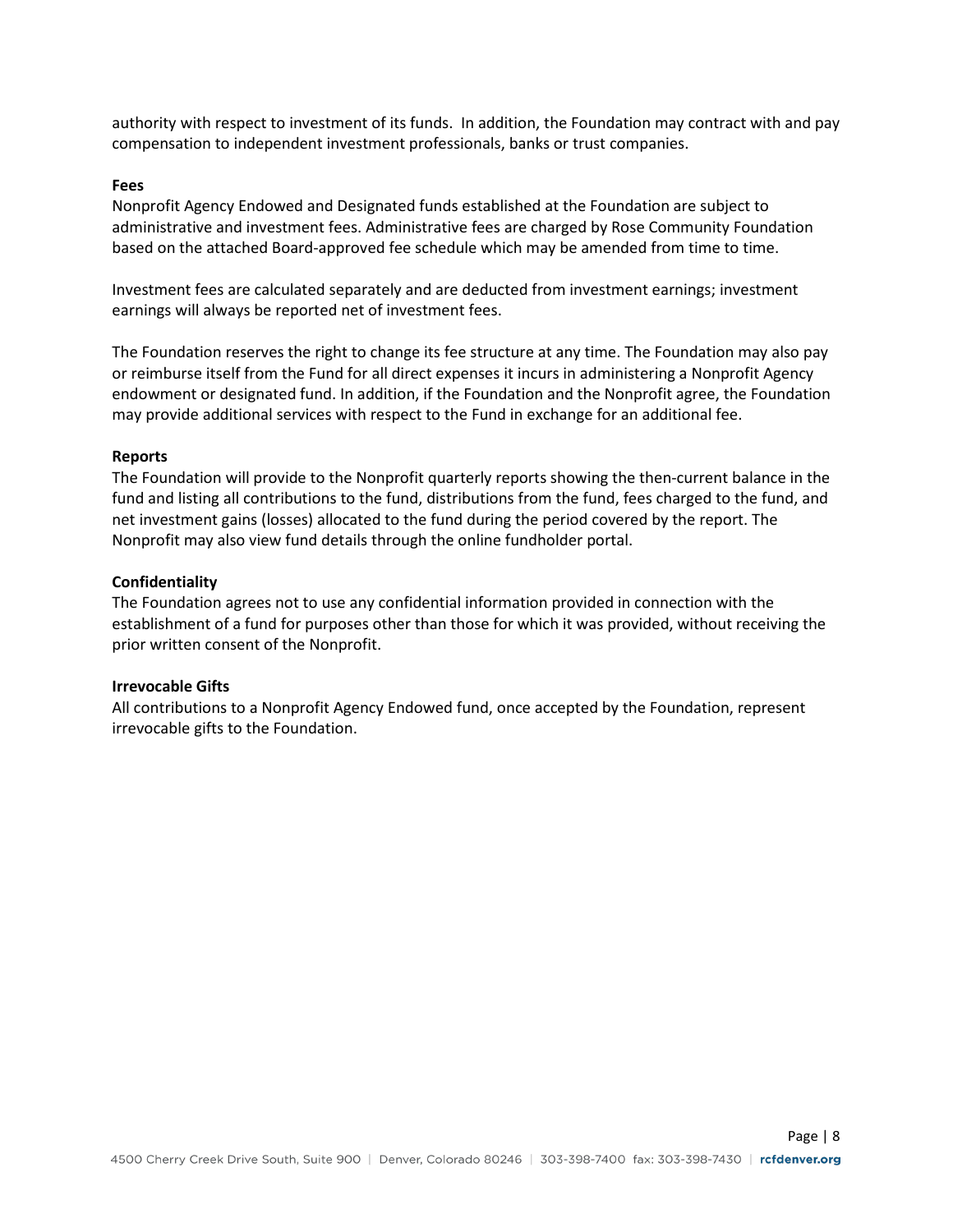authority with respect to investment of its funds. In addition, the Foundation may contract with and pay compensation to independent investment professionals, banks or trust companies.

**Fees**
Nonprofit Agency Endowed and Designated funds established at the Foundation are subject to administrative and investment fees. Administrative fees are charged by Rose Community Foundation based on the attached Board-approved fee schedule which may be amended from time to time.

Investment fees are calculated separately and are deducted from investment earnings; investment earnings will always be reported net of investment fees.

The Foundation reserves the right to change its fee structure at any time. The Foundation may also pay or reimburse itself from the Fund for all direct expenses it incurs in administering a Nonprofit Agency endowment or designated fund. In addition, if the Foundation and the Nonprofit agree, the Foundation may provide additional services with respect to the Fund in exchange for an additional fee.

**Reports**
The Foundation will provide to the Nonprofit quarterly reports showing the then-current balance in the fund and listing all contributions to the fund, distributions from the fund, fees charged to the fund, and net investment gains (losses) allocated to the fund during the period covered by the report. The Nonprofit may also view fund details through the online fundholder portal.

**Confidentiality**
The Foundation agrees not to use any confidential information provided in connection with the establishment of a fund for purposes other than those for which it was provided, without receiving the prior written consent of the Nonprofit.

**Irrevocable Gifts**
All contributions to a Nonprofit Agency Endowed fund, once accepted by the Foundation, represent irrevocable gifts to the Foundation.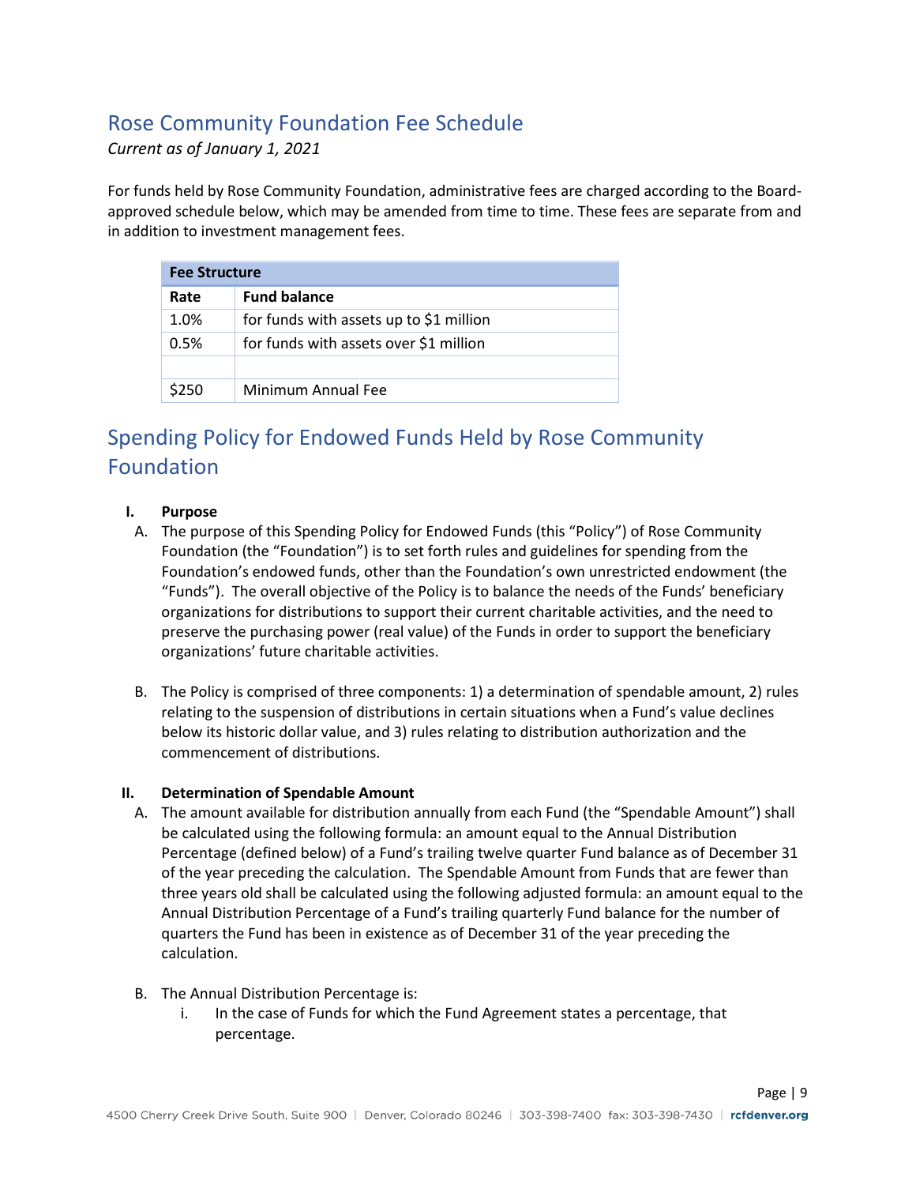## Rose Community Foundation Fee Schedule

*Current as of January 1, 2021*

For funds held by Rose Community Foundation, administrative fees are charged according to the Board-approved schedule below, which may be amended from time to time. These fees are separate from and in addition to investment management fees.

| Fee Structure | |
|---|---|
| **Rate** | **Fund balance** |
| 1.0% | for funds with assets up to $1 million |
| 0.5% | for funds with assets over $1 million |
| | |
| $250 | Minimum Annual Fee |

## Spending Policy for Endowed Funds Held by Rose Community Foundation

**I. Purpose**

A. The purpose of this Spending Policy for Endowed Funds (this "Policy") of Rose Community Foundation (the "Foundation") is to set forth rules and guidelines for spending from the Foundation's endowed funds, other than the Foundation's own unrestricted endowment (the "Funds"). The overall objective of the Policy is to balance the needs of the Funds' beneficiary organizations for distributions to support their current charitable activities, and the need to preserve the purchasing power (real value) of the Funds in order to support the beneficiary organizations' future charitable activities.

B. The Policy is comprised of three components: 1) a determination of spendable amount, 2) rules relating to the suspension of distributions in certain situations when a Fund's value declines below its historic dollar value, and 3) rules relating to distribution authorization and the commencement of distributions.

**II. Determination of Spendable Amount**

A. The amount available for distribution annually from each Fund (the "Spendable Amount") shall be calculated using the following formula: an amount equal to the Annual Distribution Percentage (defined below) of a Fund's trailing twelve quarter Fund balance as of December 31 of the year preceding the calculation. The Spendable Amount from Funds that are fewer than three years old shall be calculated using the following adjusted formula: an amount equal to the Annual Distribution Percentage of a Fund's trailing quarterly Fund balance for the number of quarters the Fund has been in existence as of December 31 of the year preceding the calculation.

B. The Annual Distribution Percentage is:

   i. In the case of Funds for which the Fund Agreement states a percentage, that percentage.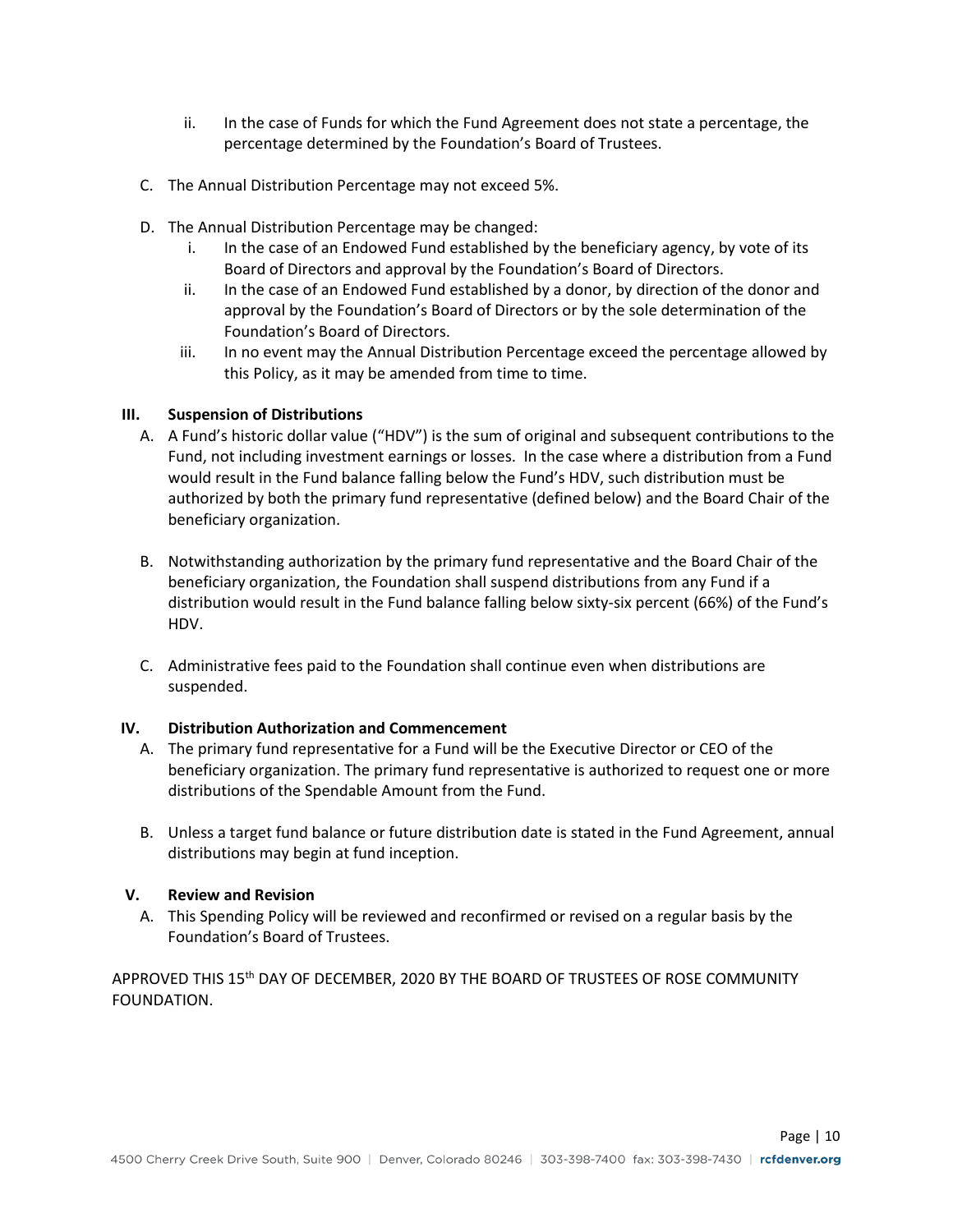ii. In the case of Funds for which the Fund Agreement does not state a percentage, the percentage determined by the Foundation's Board of Trustees.

C. The Annual Distribution Percentage may not exceed 5%.

D. The Annual Distribution Percentage may be changed:
   i. In the case of an Endowed Fund established by the beneficiary agency, by vote of its Board of Directors and approval by the Foundation's Board of Directors.
   ii. In the case of an Endowed Fund established by a donor, by direction of the donor and approval by the Foundation's Board of Directors or by the sole determination of the Foundation's Board of Directors.
   iii. In no event may the Annual Distribution Percentage exceed the percentage allowed by this Policy, as it may be amended from time to time.

## III. Suspension of Distributions

A. A Fund's historic dollar value ("HDV") is the sum of original and subsequent contributions to the Fund, not including investment earnings or losses. In the case where a distribution from a Fund would result in the Fund balance falling below the Fund's HDV, such distribution must be authorized by both the primary fund representative (defined below) and the Board Chair of the beneficiary organization.

B. Notwithstanding authorization by the primary fund representative and the Board Chair of the beneficiary organization, the Foundation shall suspend distributions from any Fund if a distribution would result in the Fund balance falling below sixty-six percent (66%) of the Fund's HDV.

C. Administrative fees paid to the Foundation shall continue even when distributions are suspended.

## IV. Distribution Authorization and Commencement

A. The primary fund representative for a Fund will be the Executive Director or CEO of the beneficiary organization. The primary fund representative is authorized to request one or more distributions of the Spendable Amount from the Fund.

B. Unless a target fund balance or future distribution date is stated in the Fund Agreement, annual distributions may begin at fund inception.

## V. Review and Revision

A. This Spending Policy will be reviewed and reconfirmed or revised on a regular basis by the Foundation's Board of Trustees.

APPROVED THIS 15th DAY OF DECEMBER, 2020 BY THE BOARD OF TRUSTEES OF ROSE COMMUNITY FOUNDATION.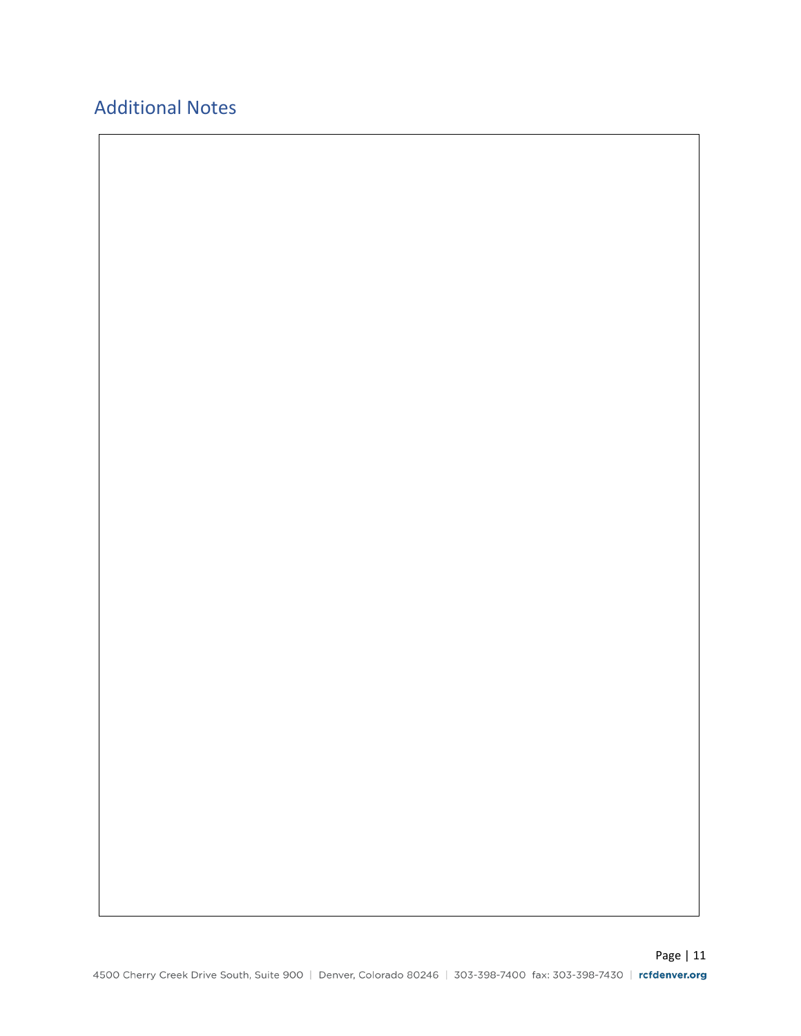## Additional Notes